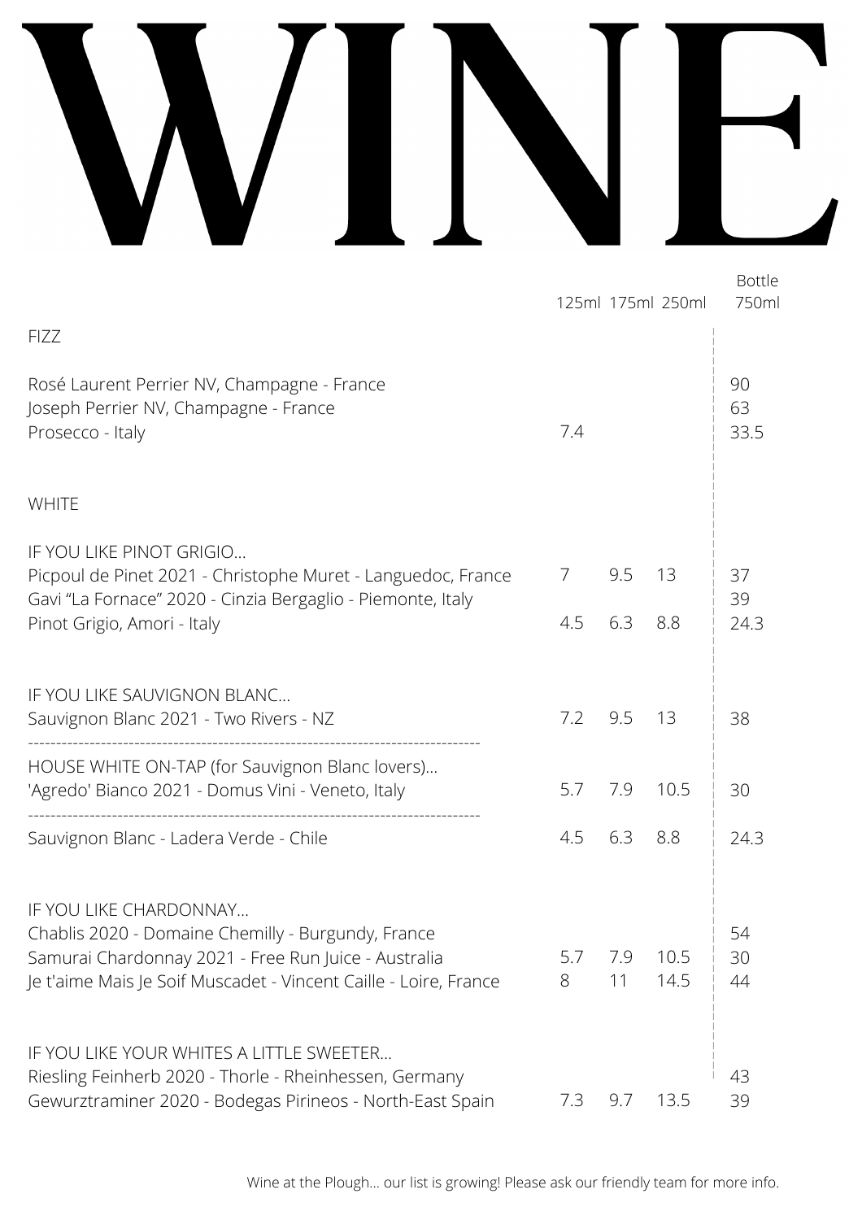# WINE

| | 125ml | 175ml | 250ml | Bottle 750ml |
|---|---|---|---|---|
| **FIZZ** | | | | |
| Rosé Laurent Perrier NV, Champagne - France | | | | 90 |
| Joseph Perrier NV, Champagne - France | | | | 63 |
| Prosecco - Italy | 7.4 | | | 33.5 |
| **WHITE** | | | | |
| IF YOU LIKE PINOT GRIGIO... | | | | |
| Picpoul de Pinet 2021 - Christophe Muret - Languedoc, France | 7 | 9.5 | 13 | 37 |
| Gavi "La Fornace" 2020 - Cinzia Bergaglio - Piemonte, Italy | | | | 39 |
| Pinot Grigio, Amori - Italy | 4.5 | 6.3 | 8.8 | 24.3 |
| IF YOU LIKE SAUVIGNON BLANC... | | | | |
| Sauvignon Blanc 2021 - Two Rivers - NZ | 7.2 | 9.5 | 13 | 38 |
| HOUSE WHITE ON-TAP (for Sauvignon Blanc lovers)... | | | | |
| 'Agredo' Bianco 2021 - Domus Vini - Veneto, Italy | 5.7 | 7.9 | 10.5 | 30 |
| Sauvignon Blanc - Ladera Verde - Chile | 4.5 | 6.3 | 8.8 | 24.3 |
| IF YOU LIKE CHARDONNAY... | | | | |
| Chablis 2020 - Domaine Chemilly - Burgundy, France | | | | 54 |
| Samurai Chardonnay 2021 - Free Run Juice - Australia | 5.7 | 7.9 | 10.5 | 30 |
| Je t'aime Mais Je Soif Muscadet - Vincent Caille - Loire, France | 8 | 11 | 14.5 | 44 |
| IF YOU LIKE YOUR WHITES A LITTLE SWEETER... | | | | |
| Riesling Feinherb 2020 - Thorle - Rheinhessen, Germany | | | | 43 |
| Gewurztraminer 2020 - Bodegas Pirineos - North-East Spain | 7.3 | 9.7 | 13.5 | 39 |

Wine at the Plough... our list is growing! Please ask our friendly team for more info.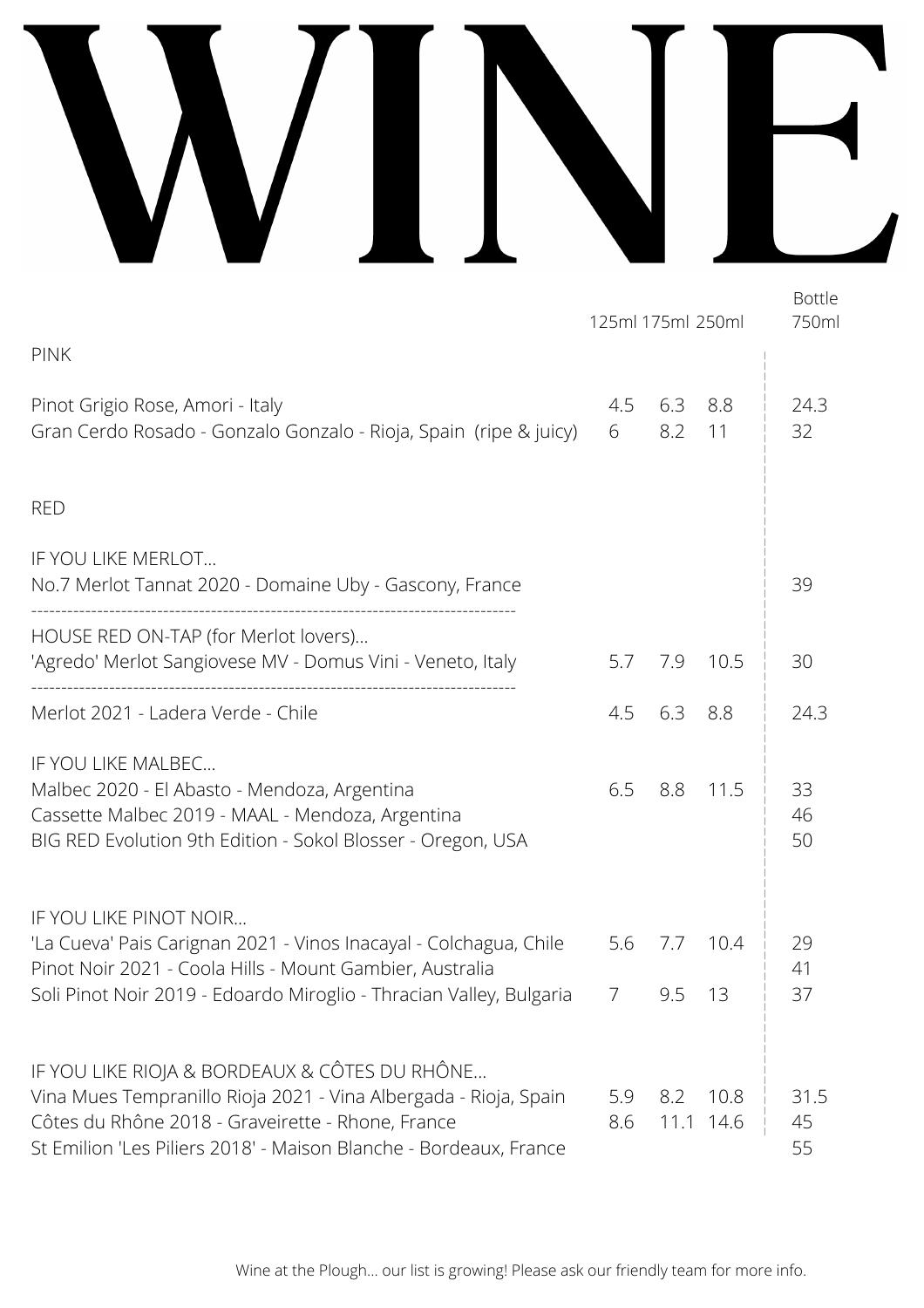# WINE

| | 125ml | 175ml | 250ml | Bottle 750ml |
|---|---|---|---|---|
| **PINK** | | | | |
| Pinot Grigio Rose, Amori - Italy | 4.5 | 6.3 | 8.8 | 24.3 |
| Gran Cerdo Rosado - Gonzalo Gonzalo - Rioja, Spain (ripe & juicy) | 6 | 8.2 | 11 | 32 |
| **RED** | | | | |
| IF YOU LIKE MERLOT... | | | | |
| No.7 Merlot Tannat 2020 - Domaine Uby - Gascony, France | | | | 39 |
| HOUSE RED ON-TAP (for Merlot lovers)... | | | | |
| 'Agredo' Merlot Sangiovese MV - Domus Vini - Veneto, Italy | 5.7 | 7.9 | 10.5 | 30 |
| Merlot 2021 - Ladera Verde - Chile | 4.5 | 6.3 | 8.8 | 24.3 |
| IF YOU LIKE MALBEC... | | | | |
| Malbec 2020 - El Abasto - Mendoza, Argentina | 6.5 | 8.8 | 11.5 | 33 |
| Cassette Malbec 2019 - MAAL - Mendoza, Argentina | | | | 46 |
| BIG RED Evolution 9th Edition - Sokol Blosser - Oregon, USA | | | | 50 |
| IF YOU LIKE PINOT NOIR... | | | | |
| 'La Cueva' Pais Carignan 2021 - Vinos Inacayal - Colchagua, Chile | 5.6 | 7.7 | 10.4 | 29 |
| Pinot Noir 2021 - Coola Hills - Mount Gambier, Australia | | | | 41 |
| Soli Pinot Noir 2019 - Edoardo Miroglio - Thracian Valley, Bulgaria | 7 | 9.5 | 13 | 37 |
| IF YOU LIKE RIOJA & BORDEAUX & CÔTES DU RHÔNE... | | | | |
| Vina Mues Tempranillo Rioja 2021 - Vina Albergada - Rioja, Spain | 5.9 | 8.2 | 10.8 | 31.5 |
| Côtes du Rhône 2018 - Graveirette - Rhone, France | 8.6 | 11.1 | 14.6 | 45 |
| St Emilion 'Les Piliers 2018' - Maison Blanche - Bordeaux, France | | | | 55 |

Wine at the Plough... our list is growing! Please ask our friendly team for more info.